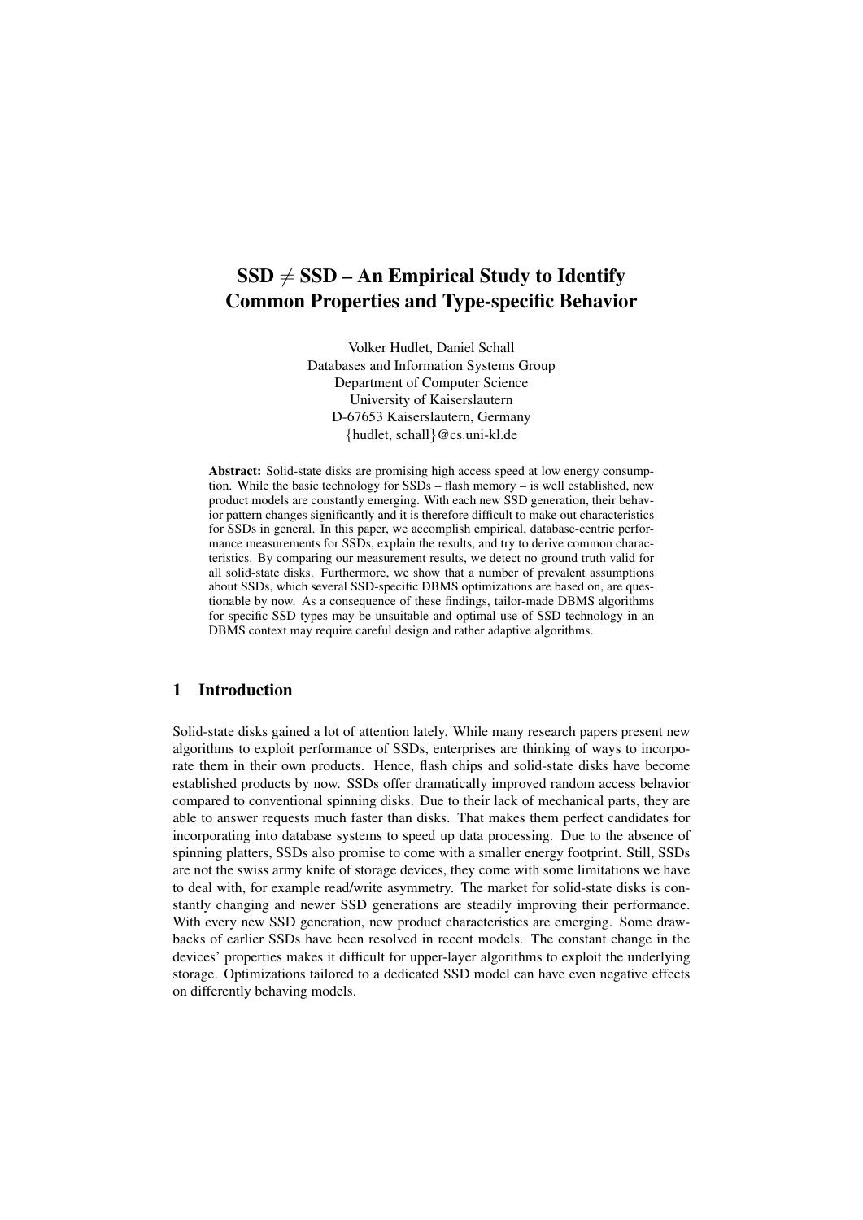# SSD $\neq$ SSD – An Empirical Study to Identify Common Properties and Type-specific Behavior

Volker Hudlet, Daniel Schall
Databases and Information Systems Group
Department of Computer Science
University of Kaiserslautern
D-67653 Kaiserslautern, Germany
{hudlet, schall}@cs.uni-kl.de

**Abstract:** Solid-state disks are promising high access speed at low energy consumption. While the basic technology for SSDs – flash memory – is well established, new product models are constantly emerging. With each new SSD generation, their behavior pattern changes significantly and it is therefore difficult to make out characteristics for SSDs in general. In this paper, we accomplish empirical, database-centric performance measurements for SSDs, explain the results, and try to derive common characteristics. By comparing our measurement results, we detect no ground truth valid for all solid-state disks. Furthermore, we show that a number of prevalent assumptions about SSDs, which several SSD-specific DBMS optimizations are based on, are questionable by now. As a consequence of these findings, tailor-made DBMS algorithms for specific SSD types may be unsuitable and optimal use of SSD technology in an DBMS context may require careful design and rather adaptive algorithms.

## 1 Introduction

Solid-state disks gained a lot of attention lately. While many research papers present new algorithms to exploit performance of SSDs, enterprises are thinking of ways to incorporate them in their own products. Hence, flash chips and solid-state disks have become established products by now. SSDs offer dramatically improved random access behavior compared to conventional spinning disks. Due to their lack of mechanical parts, they are able to answer requests much faster than disks. That makes them perfect candidates for incorporating into database systems to speed up data processing. Due to the absence of spinning platters, SSDs also promise to come with a smaller energy footprint. Still, SSDs are not the swiss army knife of storage devices, they come with some limitations we have to deal with, for example read/write asymmetry. The market for solid-state disks is constantly changing and newer SSD generations are steadily improving their performance. With every new SSD generation, new product characteristics are emerging. Some drawbacks of earlier SSDs have been resolved in recent models. The constant change in the devices' properties makes it difficult for upper-layer algorithms to exploit the underlying storage. Optimizations tailored to a dedicated SSD model can have even negative effects on differently behaving models.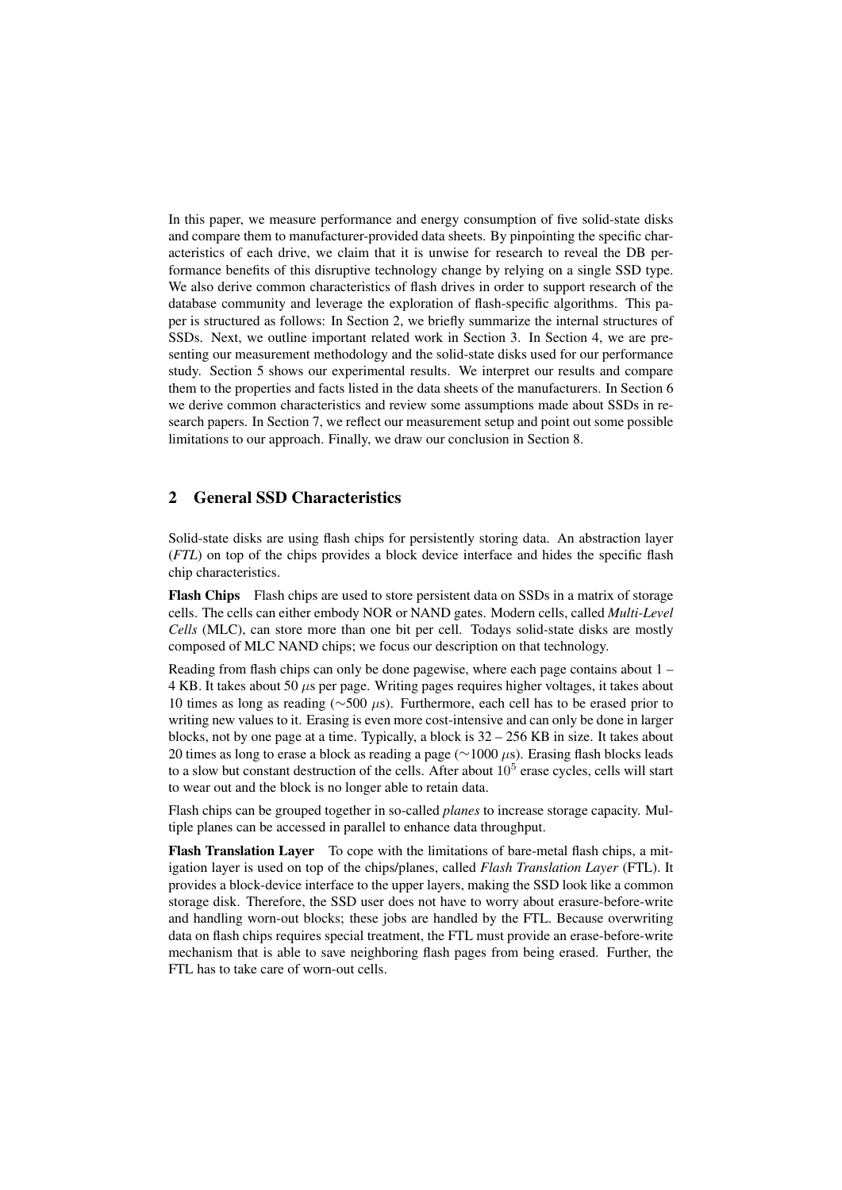In this paper, we measure performance and energy consumption of five solid-state disks and compare them to manufacturer-provided data sheets. By pinpointing the specific characteristics of each drive, we claim that it is unwise for research to reveal the DB performance benefits of this disruptive technology change by relying on a single SSD type. We also derive common characteristics of flash drives in order to support research of the database community and leverage the exploration of flash-specific algorithms. This paper is structured as follows: In Section 2, we briefly summarize the internal structures of SSDs. Next, we outline important related work in Section 3. In Section 4, we are presenting our measurement methodology and the solid-state disks used for our performance study. Section 5 shows our experimental results. We interpret our results and compare them to the properties and facts listed in the data sheets of the manufacturers. In Section 6 we derive common characteristics and review some assumptions made about SSDs in research papers. In Section 7, we reflect our measurement setup and point out some possible limitations to our approach. Finally, we draw our conclusion in Section 8.

## 2 General SSD Characteristics

Solid-state disks are using flash chips for persistently storing data. An abstraction layer (*FTL*) on top of the chips provides a block device interface and hides the specific flash chip characteristics.

**Flash Chips** Flash chips are used to store persistent data on SSDs in a matrix of storage cells. The cells can either embody NOR or NAND gates. Modern cells, called *Multi-Level Cells* (MLC), can store more than one bit per cell. Todays solid-state disks are mostly composed of MLC NAND chips; we focus our description on that technology.

Reading from flash chips can only be done pagewise, where each page contains about 1 – 4 KB. It takes about 50 $\mu$s per page. Writing pages requires higher voltages, it takes about 10 times as long as reading ($\sim$500 $\mu$s). Furthermore, each cell has to be erased prior to writing new values to it. Erasing is even more cost-intensive and can only be done in larger blocks, not by one page at a time. Typically, a block is 32 – 256 KB in size. It takes about 20 times as long to erase a block as reading a page ($\sim$1000 $\mu$s). Erasing flash blocks leads to a slow but constant destruction of the cells. After about $10^5$ erase cycles, cells will start to wear out and the block is no longer able to retain data.

Flash chips can be grouped together in so-called *planes* to increase storage capacity. Multiple planes can be accessed in parallel to enhance data throughput.

**Flash Translation Layer** To cope with the limitations of bare-metal flash chips, a mitigation layer is used on top of the chips/planes, called *Flash Translation Layer* (FTL). It provides a block-device interface to the upper layers, making the SSD look like a common storage disk. Therefore, the SSD user does not have to worry about erasure-before-write and handling worn-out blocks; these jobs are handled by the FTL. Because overwriting data on flash chips requires special treatment, the FTL must provide an erase-before-write mechanism that is able to save neighboring flash pages from being erased. Further, the FTL has to take care of worn-out cells.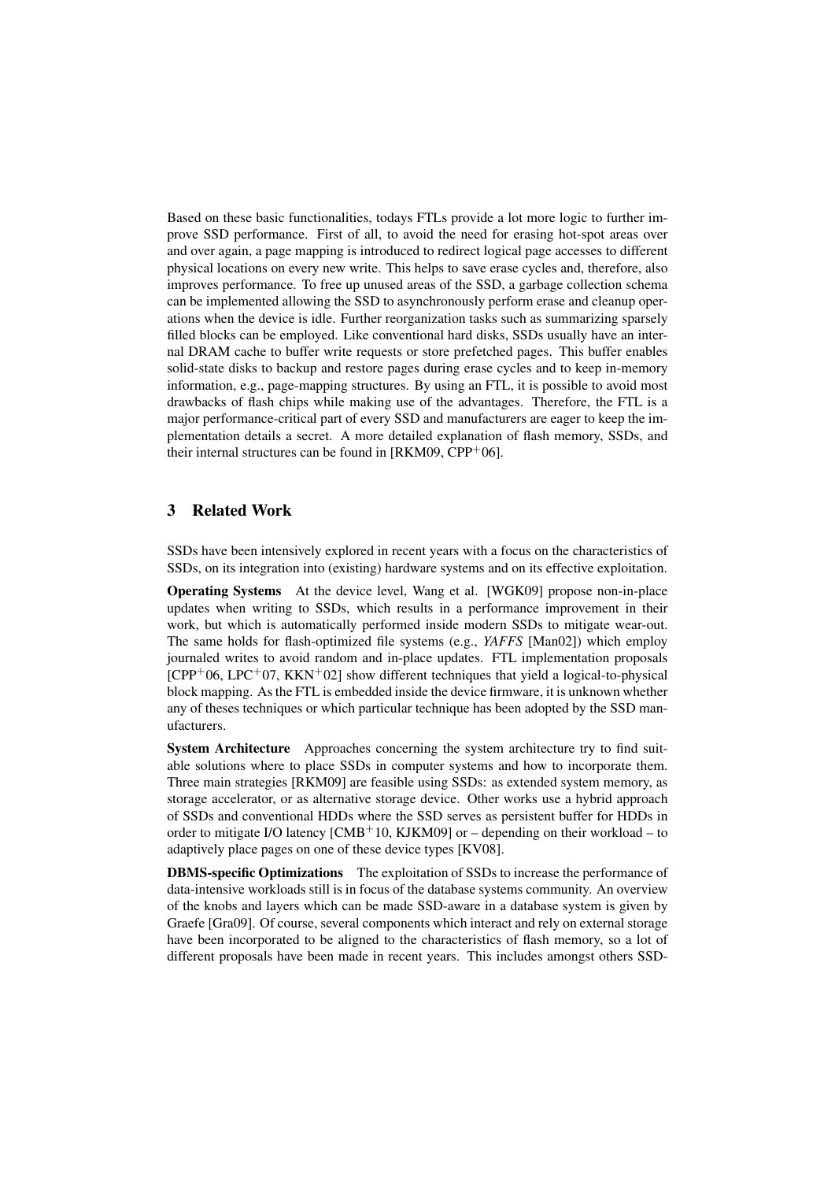Based on these basic functionalities, todays FTLs provide a lot more logic to further improve SSD performance. First of all, to avoid the need for erasing hot-spot areas over and over again, a page mapping is introduced to redirect logical page accesses to different physical locations on every new write. This helps to save erase cycles and, therefore, also improves performance. To free up unused areas of the SSD, a garbage collection schema can be implemented allowing the SSD to asynchronously perform erase and cleanup operations when the device is idle. Further reorganization tasks such as summarizing sparsely filled blocks can be employed. Like conventional hard disks, SSDs usually have an internal DRAM cache to buffer write requests or store prefetched pages. This buffer enables solid-state disks to backup and restore pages during erase cycles and to keep in-memory information, e.g., page-mapping structures. By using an FTL, it is possible to avoid most drawbacks of flash chips while making use of the advantages. Therefore, the FTL is a major performance-critical part of every SSD and manufacturers are eager to keep the implementation details a secret. A more detailed explanation of flash memory, SSDs, and their internal structures can be found in [RKM09, CPP+06].

## 3 Related Work

SSDs have been intensively explored in recent years with a focus on the characteristics of SSDs, on its integration into (existing) hardware systems and on its effective exploitation.

**Operating Systems** At the device level, Wang et al. [WGK09] propose non-in-place updates when writing to SSDs, which results in a performance improvement in their work, but which is automatically performed inside modern SSDs to mitigate wear-out. The same holds for flash-optimized file systems (e.g., *YAFFS* [Man02]) which employ journaled writes to avoid random and in-place updates. FTL implementation proposals [CPP+06, LPC+07, KKN+02] show different techniques that yield a logical-to-physical block mapping. As the FTL is embedded inside the device firmware, it is unknown whether any of theses techniques or which particular technique has been adopted by the SSD manufacturers.

**System Architecture** Approaches concerning the system architecture try to find suitable solutions where to place SSDs in computer systems and how to incorporate them. Three main strategies [RKM09] are feasible using SSDs: as extended system memory, as storage accelerator, or as alternative storage device. Other works use a hybrid approach of SSDs and conventional HDDs where the SSD serves as persistent buffer for HDDs in order to mitigate I/O latency [CMB+10, KJKM09] or – depending on their workload – to adaptively place pages on one of these device types [KV08].

**DBMS-specific Optimizations** The exploitation of SSDs to increase the performance of data-intensive workloads still is in focus of the database systems community. An overview of the knobs and layers which can be made SSD-aware in a database system is given by Graefe [Gra09]. Of course, several components which interact and rely on external storage have been incorporated to be aligned to the characteristics of flash memory, so a lot of different proposals have been made in recent years. This includes amongst others SSD-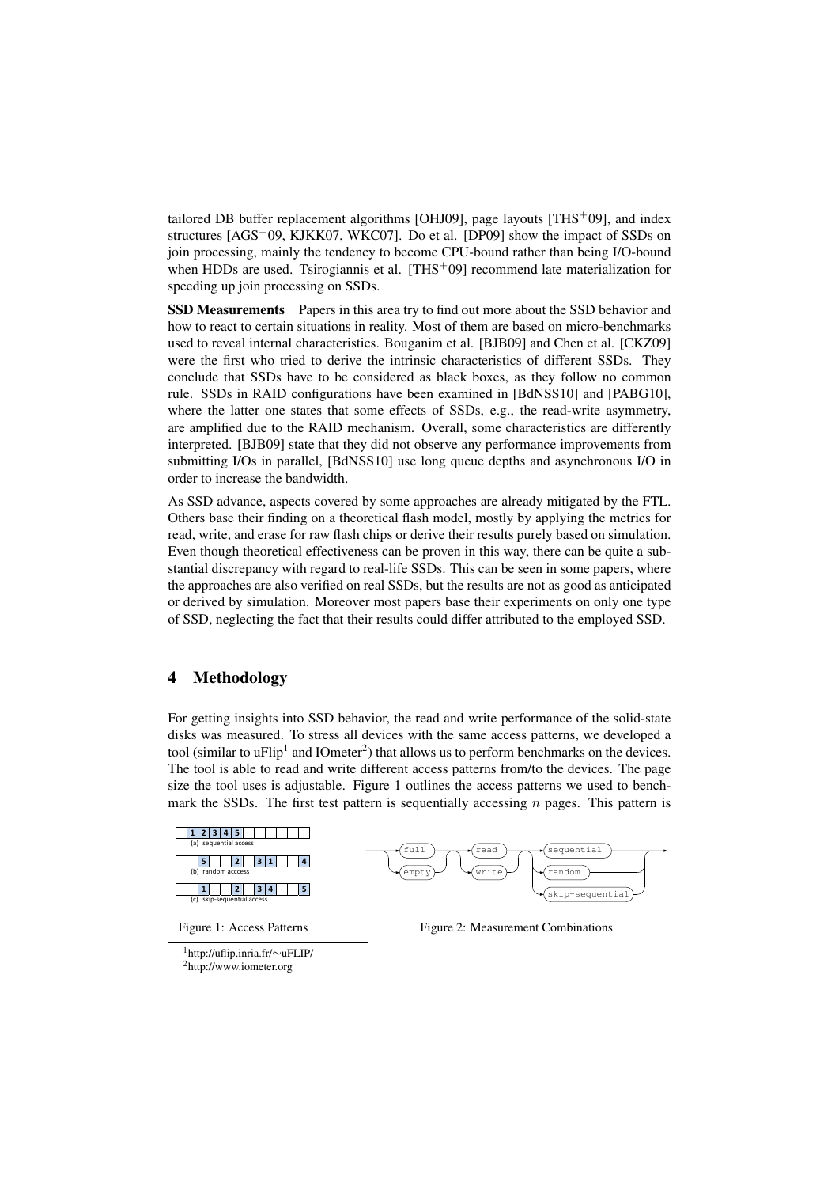tailored DB buffer replacement algorithms [OHJ09], page layouts [THS+09], and index structures [AGS+09, KJKK07, WKC07]. Do et al. [DP09] show the impact of SSDs on join processing, mainly the tendency to become CPU-bound rather than being I/O-bound when HDDs are used. Tsirogiannis et al. [THS+09] recommend late materialization for speeding up join processing on SSDs.

**SSD Measurements** Papers in this area try to find out more about the SSD behavior and how to react to certain situations in reality. Most of them are based on micro-benchmarks used to reveal internal characteristics. Bouganim et al. [BJB09] and Chen et al. [CKZ09] were the first who tried to derive the intrinsic characteristics of different SSDs. They conclude that SSDs have to be considered as black boxes, as they follow no common rule. SSDs in RAID configurations have been examined in [BdNSS10] and [PABG10], where the latter one states that some effects of SSDs, e.g., the read-write asymmetry, are amplified due to the RAID mechanism. Overall, some characteristics are differently interpreted. [BJB09] state that they did not observe any performance improvements from submitting I/Os in parallel, [BdNSS10] use long queue depths and asynchronous I/O in order to increase the bandwidth.

As SSD advance, aspects covered by some approaches are already mitigated by the FTL. Others base their finding on a theoretical flash model, mostly by applying the metrics for read, write, and erase for raw flash chips or derive their results purely based on simulation. Even though theoretical effectiveness can be proven in this way, there can be quite a substantial discrepancy with regard to real-life SSDs. This can be seen in some papers, where the approaches are also verified on real SSDs, but the results are not as good as anticipated or derived by simulation. Moreover most papers base their experiments on only one type of SSD, neglecting the fact that their results could differ attributed to the employed SSD.

## 4 Methodology

For getting insights into SSD behavior, the read and write performance of the solid-state disks was measured. To stress all devices with the same access patterns, we developed a tool (similar to uFlip[1] and IOmeter[2]) that allows us to perform benchmarks on the devices. The tool is able to read and write different access patterns from/to the devices. The page size the tool uses is adjustable. Figure 1 outlines the access patterns we used to benchmark the SSDs. The first test pattern is sequentially accessing $n$ pages. This pattern is

Figure 1: Access Patterns

Figure 2: Measurement Combinations

[1] http://uflip.inria.fr/∼uFLIP/

[2] http://www.iometer.org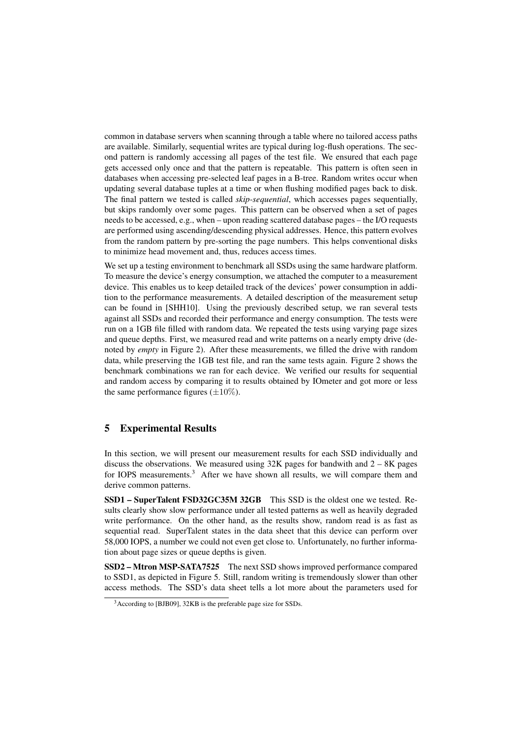common in database servers when scanning through a table where no tailored access paths are available. Similarly, sequential writes are typical during log-flush operations. The second pattern is randomly accessing all pages of the test file. We ensured that each page gets accessed only once and that the pattern is repeatable. This pattern is often seen in databases when accessing pre-selected leaf pages in a B-tree. Random writes occur when updating several database tuples at a time or when flushing modified pages back to disk. The final pattern we tested is called *skip-sequential*, which accesses pages sequentially, but skips randomly over some pages. This pattern can be observed when a set of pages needs to be accessed, e.g., when – upon reading scattered database pages – the I/O requests are performed using ascending/descending physical addresses. Hence, this pattern evolves from the random pattern by pre-sorting the page numbers. This helps conventional disks to minimize head movement and, thus, reduces access times.

We set up a testing environment to benchmark all SSDs using the same hardware platform. To measure the device's energy consumption, we attached the computer to a measurement device. This enables us to keep detailed track of the devices' power consumption in addition to the performance measurements. A detailed description of the measurement setup can be found in [SHH10]. Using the previously described setup, we ran several tests against all SSDs and recorded their performance and energy consumption. The tests were run on a 1GB file filled with random data. We repeated the tests using varying page sizes and queue depths. First, we measured read and write patterns on a nearly empty drive (denoted by *empty* in Figure 2). After these measurements, we filled the drive with random data, while preserving the 1GB test file, and ran the same tests again. Figure 2 shows the benchmark combinations we ran for each device. We verified our results for sequential and random access by comparing it to results obtained by IOmeter and got more or less the same performance figures ($\pm 10\%$).

## 5 Experimental Results

In this section, we will present our measurement results for each SSD individually and discuss the observations. We measured using 32K pages for bandwith and 2 – 8K pages for IOPS measurements.[3] After we have shown all results, we will compare them and derive common patterns.

**SSD1 – SuperTalent FSD32GC35M 32GB** This SSD is the oldest one we tested. Results clearly show slow performance under all tested patterns as well as heavily degraded write performance. On the other hand, as the results show, random read is as fast as sequential read. SuperTalent states in the data sheet that this device can perform over 58,000 IOPS, a number we could not even get close to. Unfortunately, no further information about page sizes or queue depths is given.

**SSD2 – Mtron MSP-SATA7525** The next SSD shows improved performance compared to SSD1, as depicted in Figure 5. Still, random writing is tremendously slower than other access methods. The SSD's data sheet tells a lot more about the parameters used for

[3] According to [BJB09], 32KB is the preferable page size for SSDs.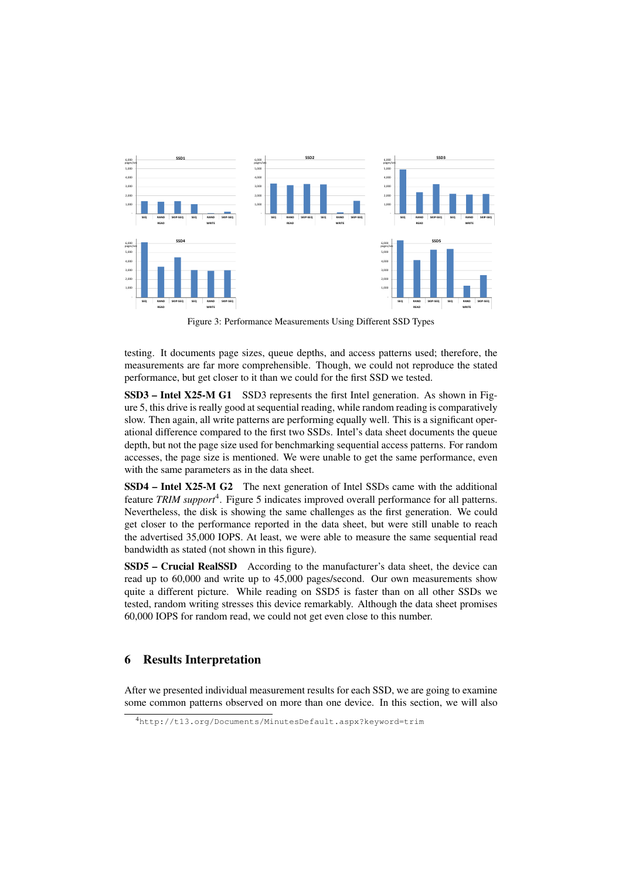Figure 3: Performance Measurements Using Different SSD Types

testing. It documents page sizes, queue depths, and access patterns used; therefore, the measurements are far more comprehensible. Though, we could not reproduce the stated performance, but get closer to it than we could for the first SSD we tested.

**SSD3 – Intel X25-M G1** SSD3 represents the first Intel generation. As shown in Figure 5, this drive is really good at sequential reading, while random reading is comparatively slow. Then again, all write patterns are performing equally well. This is a significant operational difference compared to the first two SSDs. Intel's data sheet documents the queue depth, but not the page size used for benchmarking sequential access patterns. For random accesses, the page size is mentioned. We were unable to get the same performance, even with the same parameters as in the data sheet.

**SSD4 – Intel X25-M G2** The next generation of Intel SSDs came with the additional feature *TRIM support*[4]. Figure 5 indicates improved overall performance for all patterns. Nevertheless, the disk is showing the same challenges as the first generation. We could get closer to the performance reported in the data sheet, but were still unable to reach the advertised 35,000 IOPS. At least, we were able to measure the same sequential read bandwidth as stated (not shown in this figure).

**SSD5 – Crucial RealSSD** According to the manufacturer's data sheet, the device can read up to 60,000 and write up to 45,000 pages/second. Our own measurements show quite a different picture. While reading on SSD5 is faster than on all other SSDs we tested, random writing stresses this device remarkably. Although the data sheet promises 60,000 IOPS for random read, we could not get even close to this number.

## 6 Results Interpretation

After we presented individual measurement results for each SSD, we are going to examine some common patterns observed on more than one device. In this section, we will also

[4] http://t13.org/Documents/MinutesDefault.aspx?keyword=trim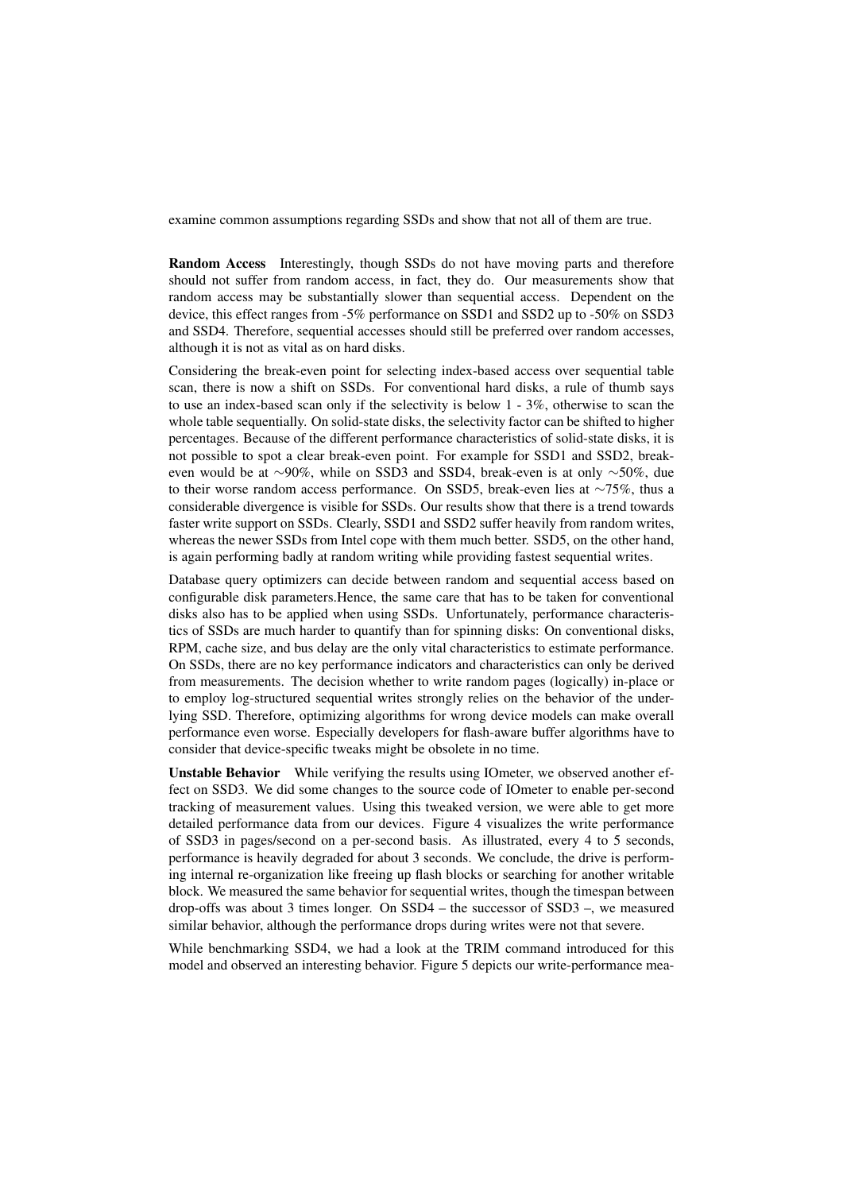examine common assumptions regarding SSDs and show that not all of them are true.

**Random Access** Interestingly, though SSDs do not have moving parts and therefore should not suffer from random access, in fact, they do. Our measurements show that random access may be substantially slower than sequential access. Dependent on the device, this effect ranges from -5% performance on SSD1 and SSD2 up to -50% on SSD3 and SSD4. Therefore, sequential accesses should still be preferred over random accesses, although it is not as vital as on hard disks.

Considering the break-even point for selecting index-based access over sequential table scan, there is now a shift on SSDs. For conventional hard disks, a rule of thumb says to use an index-based scan only if the selectivity is below 1 - 3%, otherwise to scan the whole table sequentially. On solid-state disks, the selectivity factor can be shifted to higher percentages. Because of the different performance characteristics of solid-state disks, it is not possible to spot a clear break-even point. For example for SSD1 and SSD2, break-even would be at ∼90%, while on SSD3 and SSD4, break-even is at only ∼50%, due to their worse random access performance. On SSD5, break-even lies at ∼75%, thus a considerable divergence is visible for SSDs. Our results show that there is a trend towards faster write support on SSDs. Clearly, SSD1 and SSD2 suffer heavily from random writes, whereas the newer SSDs from Intel cope with them much better. SSD5, on the other hand, is again performing badly at random writing while providing fastest sequential writes.

Database query optimizers can decide between random and sequential access based on configurable disk parameters.Hence, the same care that has to be taken for conventional disks also has to be applied when using SSDs. Unfortunately, performance characteristics of SSDs are much harder to quantify than for spinning disks: On conventional disks, RPM, cache size, and bus delay are the only vital characteristics to estimate performance. On SSDs, there are no key performance indicators and characteristics can only be derived from measurements. The decision whether to write random pages (logically) in-place or to employ log-structured sequential writes strongly relies on the behavior of the underlying SSD. Therefore, optimizing algorithms for wrong device models can make overall performance even worse. Especially developers for flash-aware buffer algorithms have to consider that device-specific tweaks might be obsolete in no time.

**Unstable Behavior** While verifying the results using IOmeter, we observed another effect on SSD3. We did some changes to the source code of IOmeter to enable per-second tracking of measurement values. Using this tweaked version, we were able to get more detailed performance data from our devices. Figure 4 visualizes the write performance of SSD3 in pages/second on a per-second basis. As illustrated, every 4 to 5 seconds, performance is heavily degraded for about 3 seconds. We conclude, the drive is performing internal re-organization like freeing up flash blocks or searching for another writable block. We measured the same behavior for sequential writes, though the timespan between drop-offs was about 3 times longer. On SSD4 – the successor of SSD3 –, we measured similar behavior, although the performance drops during writes were not that severe.

While benchmarking SSD4, we had a look at the TRIM command introduced for this model and observed an interesting behavior. Figure 5 depicts our write-performance mea-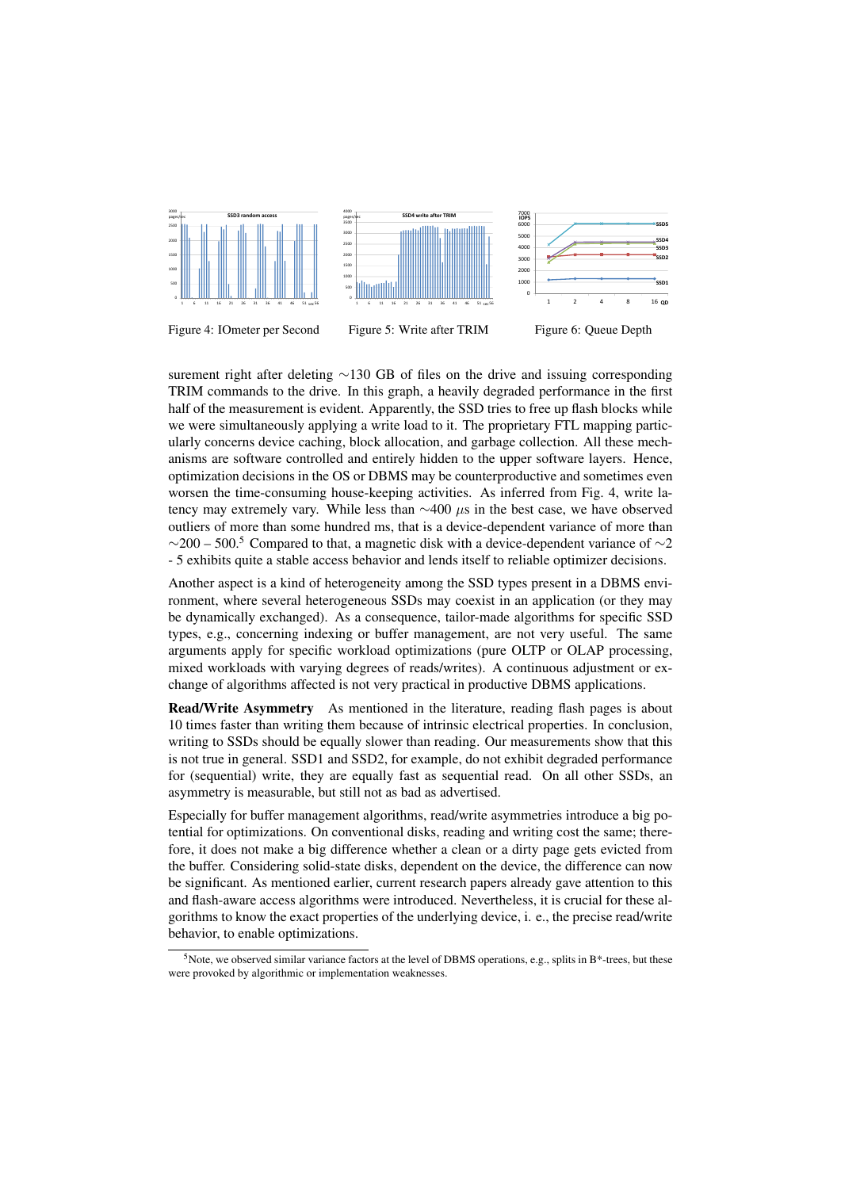Figure 4: IOmeter per Second

Figure 5: Write after TRIM

Figure 6: Queue Depth

surement right after deleting ∼130 GB of files on the drive and issuing corresponding TRIM commands to the drive. In this graph, a heavily degraded performance in the first half of the measurement is evident. Apparently, the SSD tries to free up flash blocks while we were simultaneously applying a write load to it. The proprietary FTL mapping particularly concerns device caching, block allocation, and garbage collection. All these mechanisms are software controlled and entirely hidden to the upper software layers. Hence, optimization decisions in the OS or DBMS may be counterproductive and sometimes even worsen the time-consuming house-keeping activities. As inferred from Fig. 4, write latency may extremely vary. While less than ∼400 $\mu s$ in the best case, we have observed outliers of more than some hundred ms, that is a device-dependent variance of more than ∼200 – 500.[5] Compared to that, a magnetic disk with a device-dependent variance of ∼2 - 5 exhibits quite a stable access behavior and lends itself to reliable optimizer decisions.

Another aspect is a kind of heterogeneity among the SSD types present in a DBMS environment, where several heterogeneous SSDs may coexist in an application (or they may be dynamically exchanged). As a consequence, tailor-made algorithms for specific SSD types, e.g., concerning indexing or buffer management, are not very useful. The same arguments apply for specific workload optimizations (pure OLTP or OLAP processing, mixed workloads with varying degrees of reads/writes). A continuous adjustment or exchange of algorithms affected is not very practical in productive DBMS applications.

**Read/Write Asymmetry** As mentioned in the literature, reading flash pages is about 10 times faster than writing them because of intrinsic electrical properties. In conclusion, writing to SSDs should be equally slower than reading. Our measurements show that this is not true in general. SSD1 and SSD2, for example, do not exhibit degraded performance for (sequential) write, they are equally fast as sequential read. On all other SSDs, an asymmetry is measurable, but still not as bad as advertised.

Especially for buffer management algorithms, read/write asymmetries introduce a big potential for optimizations. On conventional disks, reading and writing cost the same; therefore, it does not make a big difference whether a clean or a dirty page gets evicted from the buffer. Considering solid-state disks, dependent on the device, the difference can now be significant. As mentioned earlier, current research papers already gave attention to this and flash-aware access algorithms were introduced. Nevertheless, it is crucial for these algorithms to know the exact properties of the underlying device, i. e., the precise read/write behavior, to enable optimizations.

[5]Note, we observed similar variance factors at the level of DBMS operations, e.g., splits in B*-trees, but these were provoked by algorithmic or implementation weaknesses.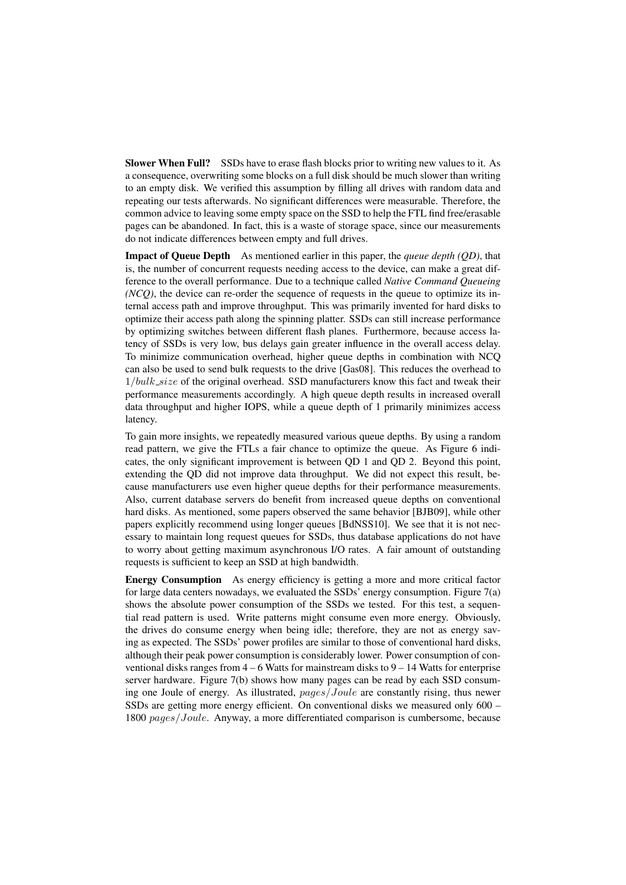**Slower When Full?** SSDs have to erase flash blocks prior to writing new values to it. As a consequence, overwriting some blocks on a full disk should be much slower than writing to an empty disk. We verified this assumption by filling all drives with random data and repeating our tests afterwards. No significant differences were measurable. Therefore, the common advice to leaving some empty space on the SSD to help the FTL find free/erasable pages can be abandoned. In fact, this is a waste of storage space, since our measurements do not indicate differences between empty and full drives.

**Impact of Queue Depth** As mentioned earlier in this paper, the *queue depth (QD)*, that is, the number of concurrent requests needing access to the device, can make a great difference to the overall performance. Due to a technique called *Native Command Queueing (NCQ)*, the device can re-order the sequence of requests in the queue to optimize its internal access path and improve throughput. This was primarily invented for hard disks to optimize their access path along the spinning platter. SSDs can still increase performance by optimizing switches between different flash planes. Furthermore, because access latency of SSDs is very low, bus delays gain greater influence in the overall access delay. To minimize communication overhead, higher queue depths in combination with NCQ can also be used to send bulk requests to the drive [Gas08]. This reduces the overhead to $1/bulk\_size$ of the original overhead. SSD manufacturers know this fact and tweak their performance measurements accordingly. A high queue depth results in increased overall data throughput and higher IOPS, while a queue depth of 1 primarily minimizes access latency.

To gain more insights, we repeatedly measured various queue depths. By using a random read pattern, we give the FTLs a fair chance to optimize the queue. As Figure 6 indicates, the only significant improvement is between QD 1 and QD 2. Beyond this point, extending the QD did not improve data throughput. We did not expect this result, because manufacturers use even higher queue depths for their performance measurements. Also, current database servers do benefit from increased queue depths on conventional hard disks. As mentioned, some papers observed the same behavior [BJB09], while other papers explicitly recommend using longer queues [BdNSS10]. We see that it is not necessary to maintain long request queues for SSDs, thus database applications do not have to worry about getting maximum asynchronous I/O rates. A fair amount of outstanding requests is sufficient to keep an SSD at high bandwidth.

**Energy Consumption** As energy efficiency is getting a more and more critical factor for large data centers nowadays, we evaluated the SSDs' energy consumption. Figure 7(a) shows the absolute power consumption of the SSDs we tested. For this test, a sequential read pattern is used. Write patterns might consume even more energy. Obviously, the drives do consume energy when being idle; therefore, they are not as energy saving as expected. The SSDs' power profiles are similar to those of conventional hard disks, although their peak power consumption is considerably lower. Power consumption of conventional disks ranges from 4 – 6 Watts for mainstream disks to 9 – 14 Watts for enterprise server hardware. Figure 7(b) shows how many pages can be read by each SSD consuming one Joule of energy. As illustrated, $pages/Joule$ are constantly rising, thus newer SSDs are getting more energy efficient. On conventional disks we measured only 600 – 1800 $pages/Joule$. Anyway, a more differentiated comparison is cumbersome, because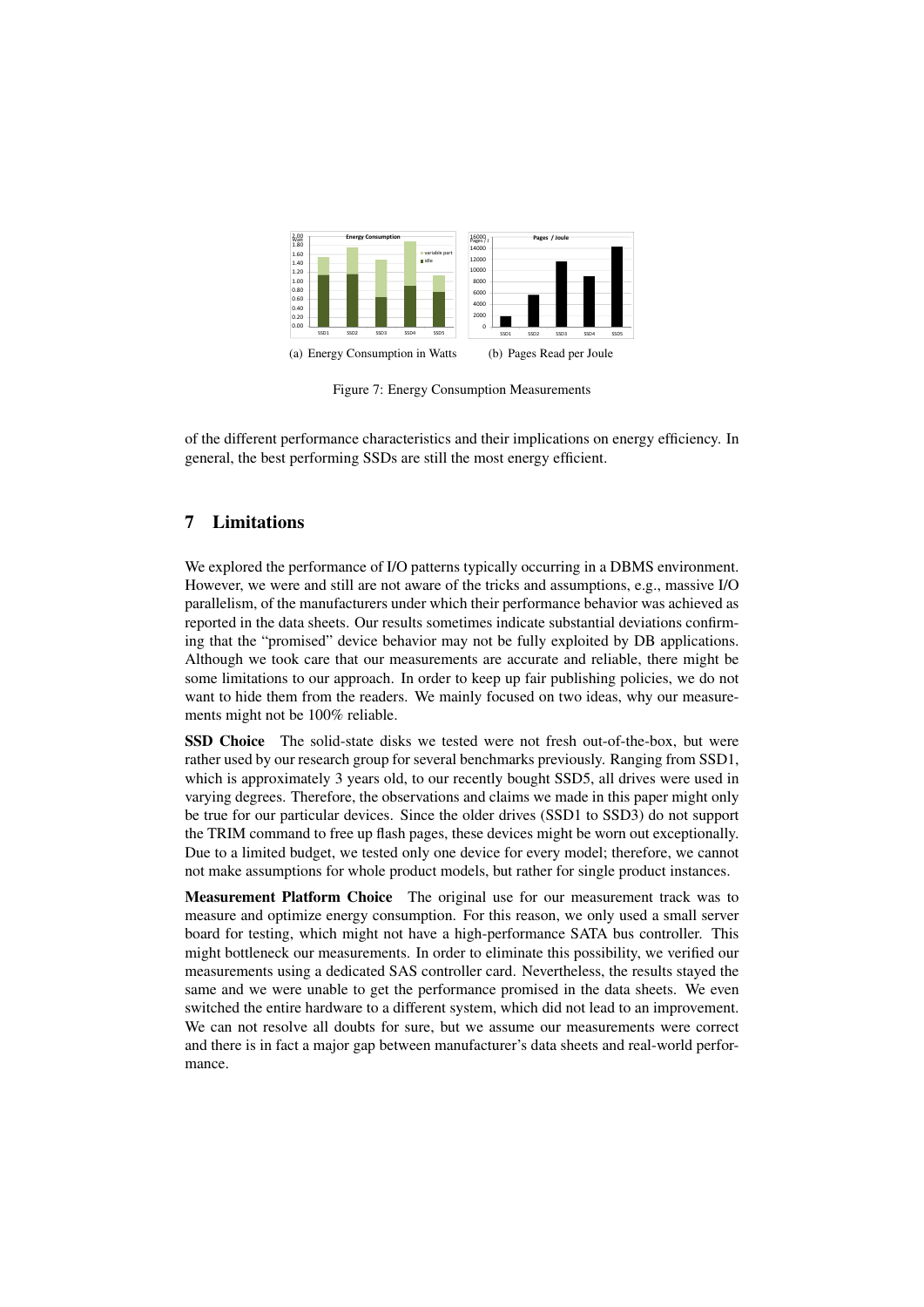(a) Energy Consumption in Watts

(b) Pages Read per Joule

Figure 7: Energy Consumption Measurements

of the different performance characteristics and their implications on energy efficiency. In general, the best performing SSDs are still the most energy efficient.

## 7 Limitations

We explored the performance of I/O patterns typically occurring in a DBMS environment. However, we were and still are not aware of the tricks and assumptions, e.g., massive I/O parallelism, of the manufacturers under which their performance behavior was achieved as reported in the data sheets. Our results sometimes indicate substantial deviations confirming that the "promised" device behavior may not be fully exploited by DB applications. Although we took care that our measurements are accurate and reliable, there might be some limitations to our approach. In order to keep up fair publishing policies, we do not want to hide them from the readers. We mainly focused on two ideas, why our measurements might not be 100% reliable.

**SSD Choice** The solid-state disks we tested were not fresh out-of-the-box, but were rather used by our research group for several benchmarks previously. Ranging from SSD1, which is approximately 3 years old, to our recently bought SSD5, all drives were used in varying degrees. Therefore, the observations and claims we made in this paper might only be true for our particular devices. Since the older drives (SSD1 to SSD3) do not support the TRIM command to free up flash pages, these devices might be worn out exceptionally. Due to a limited budget, we tested only one device for every model; therefore, we cannot not make assumptions for whole product models, but rather for single product instances.

**Measurement Platform Choice** The original use for our measurement track was to measure and optimize energy consumption. For this reason, we only used a small server board for testing, which might not have a high-performance SATA bus controller. This might bottleneck our measurements. In order to eliminate this possibility, we verified our measurements using a dedicated SAS controller card. Nevertheless, the results stayed the same and we were unable to get the performance promised in the data sheets. We even switched the entire hardware to a different system, which did not lead to an improvement. We can not resolve all doubts for sure, but we assume our measurements were correct and there is in fact a major gap between manufacturer's data sheets and real-world performance.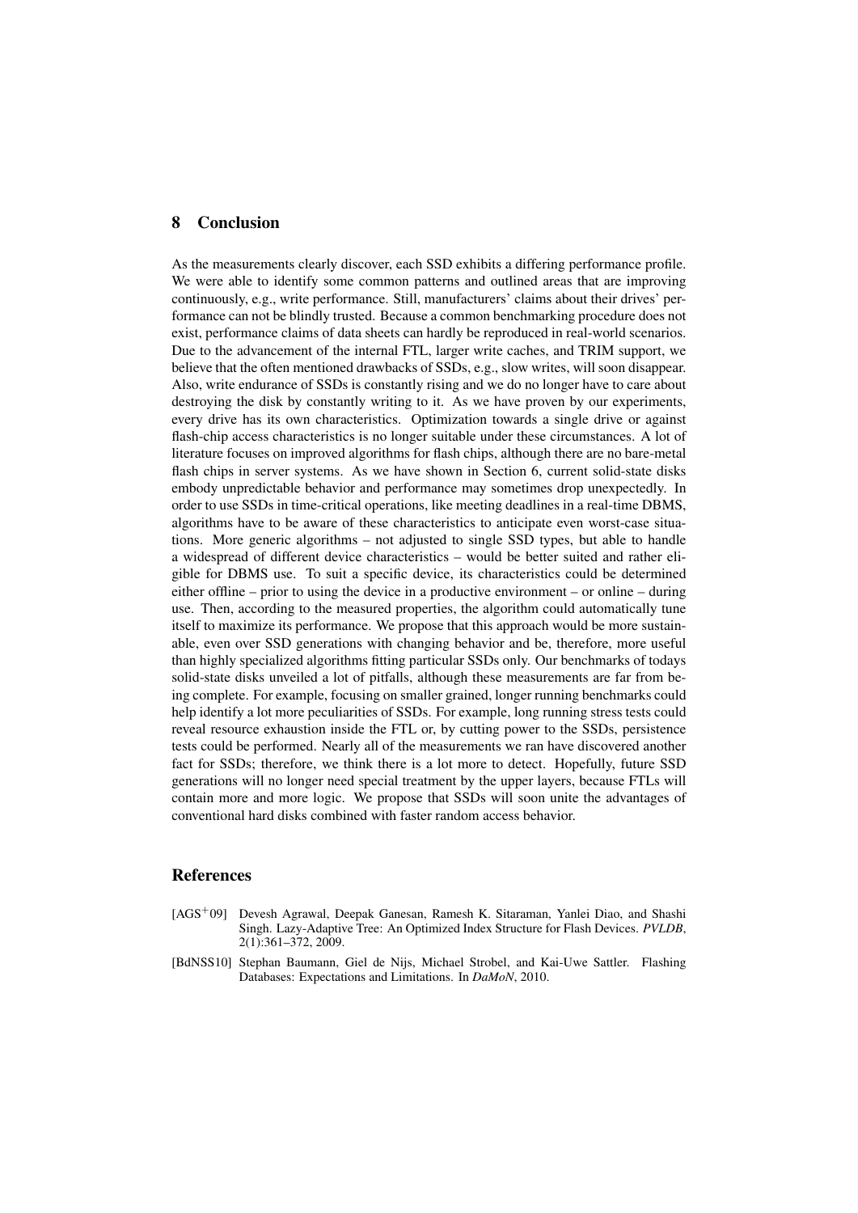## 8 Conclusion

As the measurements clearly discover, each SSD exhibits a differing performance profile. We were able to identify some common patterns and outlined areas that are improving continuously, e.g., write performance. Still, manufacturers' claims about their drives' performance can not be blindly trusted. Because a common benchmarking procedure does not exist, performance claims of data sheets can hardly be reproduced in real-world scenarios. Due to the advancement of the internal FTL, larger write caches, and TRIM support, we believe that the often mentioned drawbacks of SSDs, e.g., slow writes, will soon disappear. Also, write endurance of SSDs is constantly rising and we do no longer have to care about destroying the disk by constantly writing to it. As we have proven by our experiments, every drive has its own characteristics. Optimization towards a single drive or against flash-chip access characteristics is no longer suitable under these circumstances. A lot of literature focuses on improved algorithms for flash chips, although there are no bare-metal flash chips in server systems. As we have shown in Section 6, current solid-state disks embody unpredictable behavior and performance may sometimes drop unexpectedly. In order to use SSDs in time-critical operations, like meeting deadlines in a real-time DBMS, algorithms have to be aware of these characteristics to anticipate even worst-case situations. More generic algorithms – not adjusted to single SSD types, but able to handle a widespread of different device characteristics – would be better suited and rather eligible for DBMS use. To suit a specific device, its characteristics could be determined either offline – prior to using the device in a productive environment – or online – during use. Then, according to the measured properties, the algorithm could automatically tune itself to maximize its performance. We propose that this approach would be more sustainable, even over SSD generations with changing behavior and be, therefore, more useful than highly specialized algorithms fitting particular SSDs only. Our benchmarks of todays solid-state disks unveiled a lot of pitfalls, although these measurements are far from being complete. For example, focusing on smaller grained, longer running benchmarks could help identify a lot more peculiarities of SSDs. For example, long running stress tests could reveal resource exhaustion inside the FTL or, by cutting power to the SSDs, persistence tests could be performed. Nearly all of the measurements we ran have discovered another fact for SSDs; therefore, we think there is a lot more to detect. Hopefully, future SSD generations will no longer need special treatment by the upper layers, because FTLs will contain more and more logic. We propose that SSDs will soon unite the advantages of conventional hard disks combined with faster random access behavior.

## References

[AGS+09] Devesh Agrawal, Deepak Ganesan, Ramesh K. Sitaraman, Yanlei Diao, and Shashi Singh. Lazy-Adaptive Tree: An Optimized Index Structure for Flash Devices. *PVLDB*, 2(1):361–372, 2009.

[BdNSS10] Stephan Baumann, Giel de Nijs, Michael Strobel, and Kai-Uwe Sattler. Flashing Databases: Expectations and Limitations. In *DaMoN*, 2010.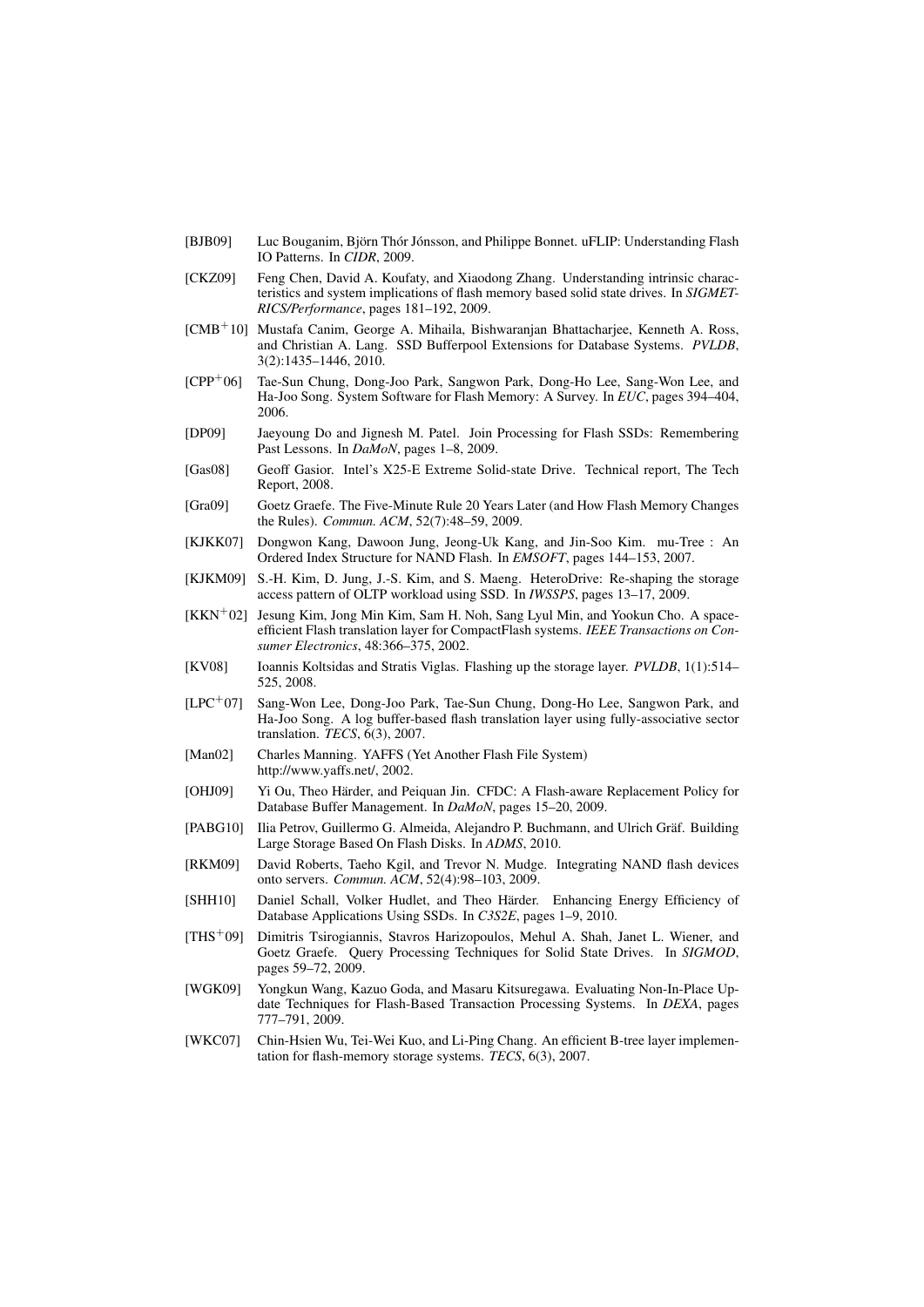[BJB09] Luc Bouganim, Björn Thór Jónsson, and Philippe Bonnet. uFLIP: Understanding Flash IO Patterns. In *CIDR*, 2009.

[CKZ09] Feng Chen, David A. Koufaty, and Xiaodong Zhang. Understanding intrinsic characteristics and system implications of flash memory based solid state drives. In *SIGMETRICS/Performance*, pages 181–192, 2009.

[CMB+10] Mustafa Canim, George A. Mihaila, Bishwaranjan Bhattacharjee, Kenneth A. Ross, and Christian A. Lang. SSD Bufferpool Extensions for Database Systems. *PVLDB*, 3(2):1435–1446, 2010.

[CPP+06] Tae-Sun Chung, Dong-Joo Park, Sangwon Park, Dong-Ho Lee, Sang-Won Lee, and Ha-Joo Song. System Software for Flash Memory: A Survey. In *EUC*, pages 394–404, 2006.

[DP09] Jaeyoung Do and Jignesh M. Patel. Join Processing for Flash SSDs: Remembering Past Lessons. In *DaMoN*, pages 1–8, 2009.

[Gas08] Geoff Gasior. Intel's X25-E Extreme Solid-state Drive. Technical report, The Tech Report, 2008.

[Gra09] Goetz Graefe. The Five-Minute Rule 20 Years Later (and How Flash Memory Changes the Rules). *Commun. ACM*, 52(7):48–59, 2009.

[KJKK07] Dongwon Kang, Dawoon Jung, Jeong-Uk Kang, and Jin-Soo Kim. mu-Tree : An Ordered Index Structure for NAND Flash. In *EMSOFT*, pages 144–153, 2007.

[KJKM09] S.-H. Kim, D. Jung, J.-S. Kim, and S. Maeng. HeteroDrive: Re-shaping the storage access pattern of OLTP workload using SSD. In *IWSSPS*, pages 13–17, 2009.

[KKN+02] Jesung Kim, Jong Min Kim, Sam H. Noh, Sang Lyul Min, and Yookun Cho. A space-efficient Flash translation layer for CompactFlash systems. *IEEE Transactions on Consumer Electronics*, 48:366–375, 2002.

[KV08] Ioannis Koltsidas and Stratis Viglas. Flashing up the storage layer. *PVLDB*, 1(1):514–525, 2008.

[LPC+07] Sang-Won Lee, Dong-Joo Park, Tae-Sun Chung, Dong-Ho Lee, Sangwon Park, and Ha-Joo Song. A log buffer-based flash translation layer using fully-associative sector translation. *TECS*, 6(3), 2007.

[Man02] Charles Manning. YAFFS (Yet Another Flash File System) http://www.yaffs.net/, 2002.

[OHJ09] Yi Ou, Theo Härder, and Peiquan Jin. CFDC: A Flash-aware Replacement Policy for Database Buffer Management. In *DaMoN*, pages 15–20, 2009.

[PABG10] Ilia Petrov, Guillermo G. Almeida, Alejandro P. Buchmann, and Ulrich Gräf. Building Large Storage Based On Flash Disks. In *ADMS*, 2010.

[RKM09] David Roberts, Taeho Kgil, and Trevor N. Mudge. Integrating NAND flash devices onto servers. *Commun. ACM*, 52(4):98–103, 2009.

[SHH10] Daniel Schall, Volker Hudlet, and Theo Härder. Enhancing Energy Efficiency of Database Applications Using SSDs. In *C3S2E*, pages 1–9, 2010.

[THS+09] Dimitris Tsirogiannis, Stavros Harizopoulos, Mehul A. Shah, Janet L. Wiener, and Goetz Graefe. Query Processing Techniques for Solid State Drives. In *SIGMOD*, pages 59–72, 2009.

[WGK09] Yongkun Wang, Kazuo Goda, and Masaru Kitsuregawa. Evaluating Non-In-Place Update Techniques for Flash-Based Transaction Processing Systems. In *DEXA*, pages 777–791, 2009.

[WKC07] Chin-Hsien Wu, Tei-Wei Kuo, and Li-Ping Chang. An efficient B-tree layer implementation for flash-memory storage systems. *TECS*, 6(3), 2007.